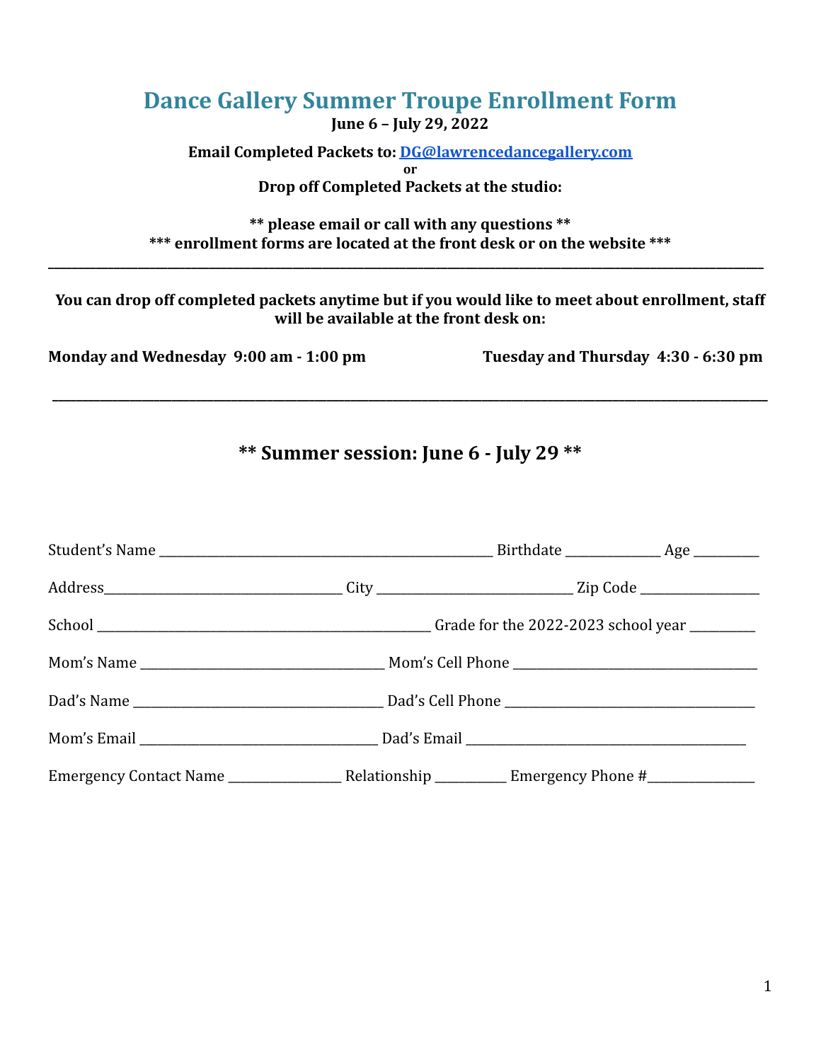# Dance Gallery Summer Troupe Enrollment Form

**June 6 – July 29, 2022**

**Email Completed Packets to: [DG@lawrencedancegallery.com](mailto:DG@lawrencedancegallery.com)**
**or**
**Drop off Completed Packets at the studio:**

**** please email or call with any questions ****
***** enrollment forms are located at the front desk or on the website *****

---

**You can drop off completed packets anytime but if you would like to meet about enrollment, staff will be available at the front desk on:**

**Monday and Wednesday 9:00 am - 1:00 pm**

**Tuesday and Thursday 4:30 - 6:30 pm**

---

## ** Summer session: June 6 - July 29 **

Student's Name ________________________________ Birthdate ____________ Age ________

Address________________________ City ____________________ Zip Code ______________

School ________________________________ Grade for the 2022-2023 school year ________

Mom's Name _________________________ Mom's Cell Phone _________________________

Dad's Name __________________________ Dad's Cell Phone _________________________

Mom's Email _________________________ Dad's Email _____________________________

Emergency Contact Name ______________ Relationship _________ Emergency Phone #______________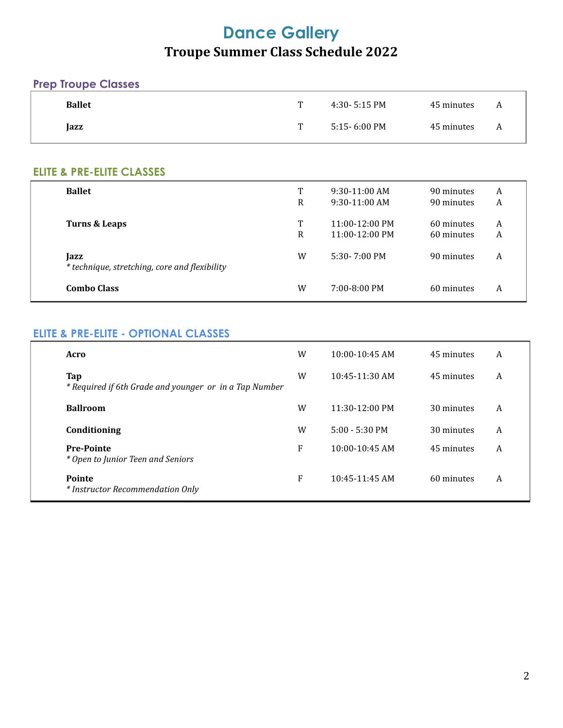# Dance Gallery

## Troupe Summer Class Schedule 2022

### Prep Troupe Classes

| Class | Day | Time | Duration | Room |
|---|---|---|---|---|
| **Ballet** | T | 4:30- 5:15 PM | 45 minutes | A |
| **Jazz** | T | 5:15- 6:00 PM | 45 minutes | A |

### ELITE & PRE-ELITE CLASSES

| Class | Day | Time | Duration | Room |
|---|---|---|---|---|
| **Ballet** | T | 9:30-11:00 AM | 90 minutes | A |
| | R | 9:30-11:00 AM | 90 minutes | A |
| **Turns & Leaps** | T | 11:00-12:00 PM | 60 minutes | A |
| | R | 11:00-12:00 PM | 60 minutes | A |
| **Jazz** *\* technique, stretching, core and flexibility* | W | 5:30- 7:00 PM | 90 minutes | A |
| **Combo Class** | W | 7:00-8:00 PM | 60 minutes | A |

### ELITE & PRE-ELITE - OPTIONAL CLASSES

| Class | Day | Time | Duration | Room |
|---|---|---|---|---|
| **Acro** | W | 10:00-10:45 AM | 45 minutes | A |
| **Tap** *\* Required if 6th Grade and younger or in a Tap Number* | W | 10:45-11:30 AM | 45 minutes | A |
| **Ballroom** | W | 11:30-12:00 PM | 30 minutes | A |
| **Conditioning** | W | 5:00 - 5:30 PM | 30 minutes | A |
| **Pre-Pointe** *\* Open to Junior Teen and Seniors* | F | 10:00-10:45 AM | 45 minutes | A |
| **Pointe** *\* Instructor Recommendation Only* | F | 10:45-11:45 AM | 60 minutes | A |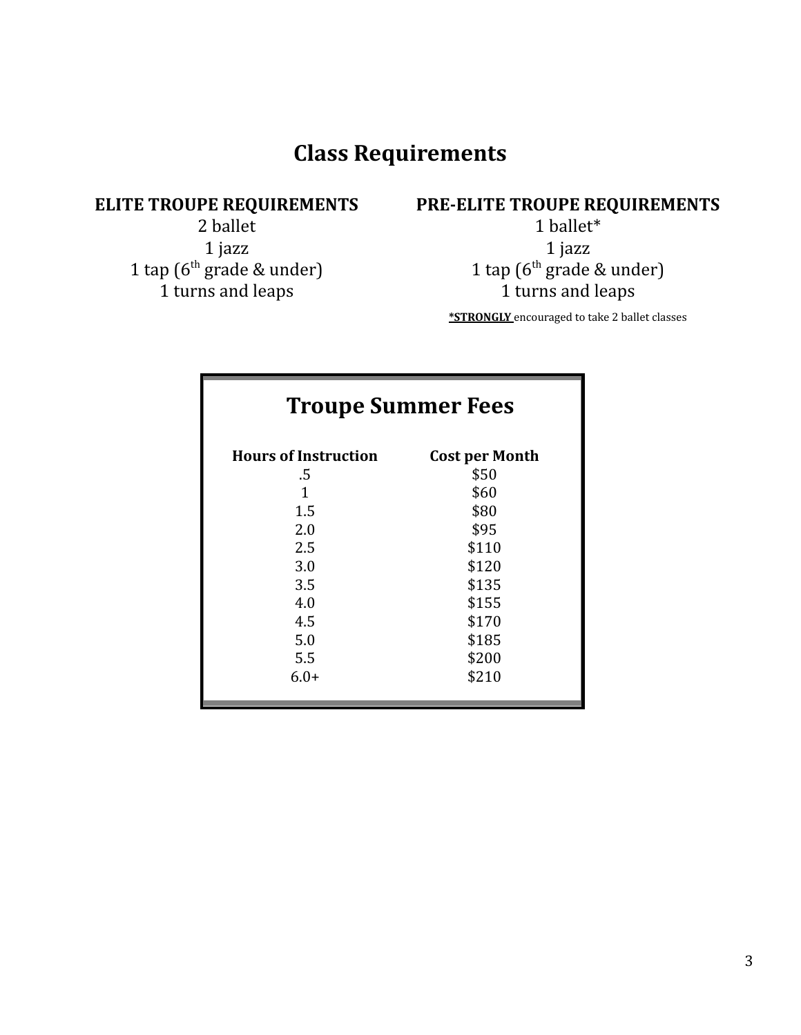# Class Requirements

**ELITE TROUPE REQUIREMENTS**

2 ballet
1 jazz
1 tap (6th grade & under)
1 turns and leaps

**PRE-ELITE TROUPE REQUIREMENTS**

1 ballet*
1 jazz
1 tap (6th grade & under)
1 turns and leaps

**<u>*STRONGLY</u>** encouraged to take 2 ballet classes

## Troupe Summer Fees

| Hours of Instruction | Cost per Month |
|---|---|
| .5 | $50 |
| 1 | $60 |
| 1.5 | $80 |
| 2.0 | $95 |
| 2.5 | $110 |
| 3.0 | $120 |
| 3.5 | $135 |
| 4.0 | $155 |
| 4.5 | $170 |
| 5.0 | $185 |
| 5.5 | $200 |
| 6.0+ | $210 |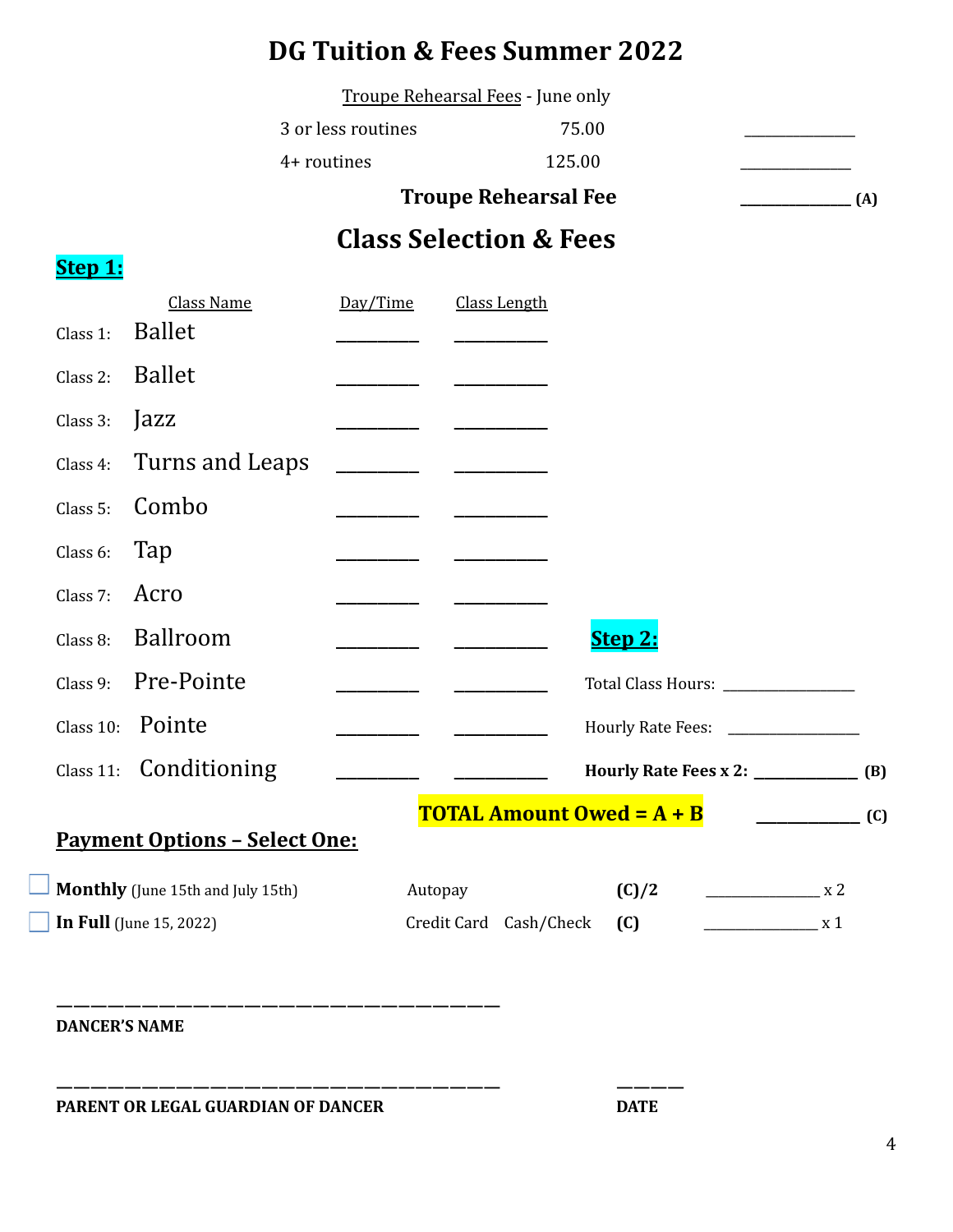# DG Tuition & Fees Summer 2022

| Troupe Rehearsal Fees - June only | | |
|---|---|---|
| 3 or less routines | 75.00 | ______________ |
| 4+ routines | 125.00 | ______________ |
| **Troupe Rehearsal Fee** | | ______________ **(A)** |

## Class Selection & Fees

**Step 1:**

| | Class Name | Day/Time | Class Length |
|---|---|---|---|
| Class 1: | Ballet | _________ | __________ |
| Class 2: | Ballet | _________ | __________ |
| Class 3: | Jazz | _________ | __________ |
| Class 4: | Turns and Leaps | _________ | __________ |
| Class 5: | Combo | _________ | __________ |
| Class 6: | Tap | _________ | __________ |
| Class 7: | Acro | _________ | __________ |
| Class 8: | Ballroom | _________ | __________ |
| Class 9: | Pre-Pointe | _________ | __________ |
| Class 10: | Pointe | _________ | __________ |
| Class 11: | Conditioning | _________ | __________ |

**Step 2:**

Total Class Hours: _________________

Hourly Rate Fees: _________________

**Hourly Rate Fees x 2:** _____________ **(B)**

**TOTAL Amount Owed = A + B** _____________ **(C)**

**Payment Options – Select One:**

| | | | | |
|---|---|---|---|---|
| ☐ **Monthly** (June 15th and July 15th) | Autopay | **(C)/2** | _______________ | x 2 |
| ☐ **In Full** (June 15, 2022) | Credit Card Cash/Check | **(C)** | _______________ | x 1 |

___________________________________

**DANCER'S NAME**

___________________________________ _____

**PARENT OR LEGAL GUARDIAN OF DANCER** **DATE**